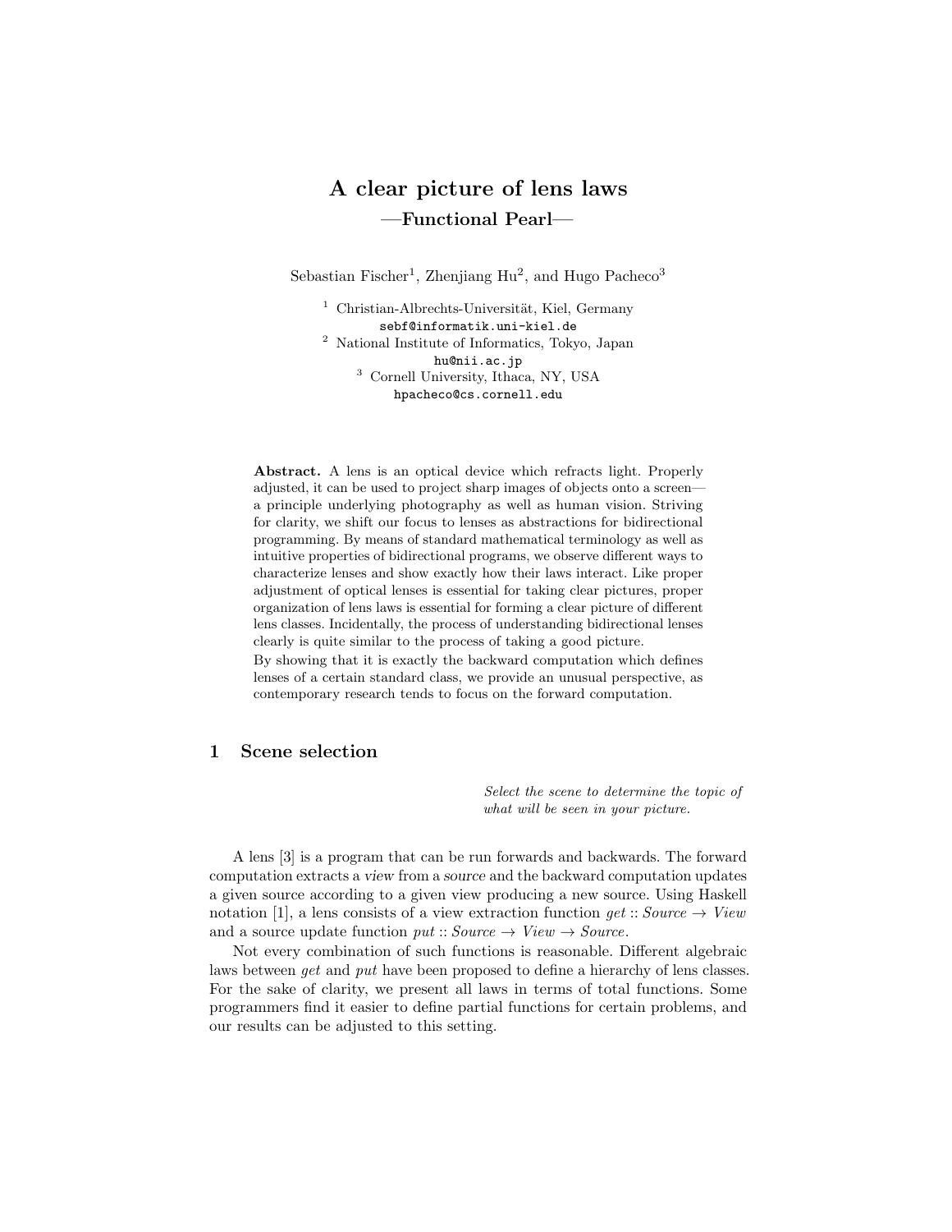# A clear picture of lens laws

## —Functional Pearl—

Sebastian Fischer[1], Zhenjiang Hu[2], and Hugo Pacheco[3]

[1] Christian-Albrechts-Universität, Kiel, Germany
sebf@informatik.uni-kiel.de
[2] National Institute of Informatics, Tokyo, Japan
hu@nii.ac.jp
[3] Cornell University, Ithaca, NY, USA
hpacheco@cs.cornell.edu

**Abstract.** A lens is an optical device which refracts light. Properly adjusted, it can be used to project sharp images of objects onto a screen—a principle underlying photography as well as human vision. Striving for clarity, we shift our focus to lenses as abstractions for bidirectional programming. By means of standard mathematical terminology as well as intuitive properties of bidirectional programs, we observe different ways to characterize lenses and show exactly how their laws interact. Like proper adjustment of optical lenses is essential for taking clear pictures, proper organization of lens laws is essential for forming a clear picture of different lens classes. Incidentally, the process of understanding bidirectional lenses clearly is quite similar to the process of taking a good picture.

By showing that it is exactly the backward computation which defines lenses of a certain standard class, we provide an unusual perspective, as contemporary research tends to focus on the forward computation.

## 1 Scene selection

*Select the scene to determine the topic of what will be seen in your picture.*

A lens [3] is a program that can be run forwards and backwards. The forward computation extracts a *view* from a *source* and the backward computation updates a given source according to a given view producing a new source. Using Haskell notation [1], a lens consists of a view extraction function $get :: Source \to View$ and a source update function $put :: Source \to View \to Source$.

Not every combination of such functions is reasonable. Different algebraic laws between *get* and *put* have been proposed to define a hierarchy of lens classes. For the sake of clarity, we present all laws in terms of total functions. Some programmers find it easier to define partial functions for certain problems, and our results can be adjusted to this setting.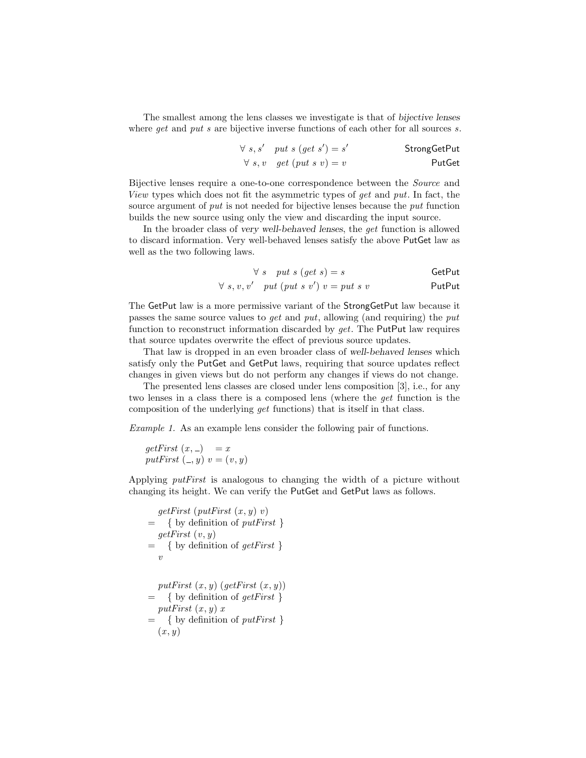The smallest among the lens classes we investigate is that of *bijective lenses* where *get* and *put s* are bijective inverse functions of each other for all sources *s*.

$$\forall\ s, s' \quad put\ s\ (get\ s') = s' \qquad \textsf{StrongGetPut}$$

$$\forall\ s, v \quad get\ (put\ s\ v) = v \qquad \textsf{PutGet}$$

Bijective lenses require a one-to-one correspondence between the *Source* and *View* types which does not fit the asymmetric types of *get* and *put*. In fact, the source argument of *put* is not needed for bijective lenses because the *put* function builds the new source using only the view and discarding the input source.

In the broader class of *very well-behaved lenses*, the *get* function is allowed to discard information. Very well-behaved lenses satisfy the above PutGet law as well as the two following laws.

$$\forall\ s \quad put\ s\ (get\ s) = s \qquad \textsf{GetPut}$$

$$\forall\ s, v, v' \quad put\ (put\ s\ v')\ v = put\ s\ v \qquad \textsf{PutPut}$$

The GetPut law is a more permissive variant of the StrongGetPut law because it passes the same source values to *get* and *put*, allowing (and requiring) the *put* function to reconstruct information discarded by *get*. The PutPut law requires that source updates overwrite the effect of previous source updates.

That law is dropped in an even broader class of *well-behaved lenses* which satisfy only the PutGet and GetPut laws, requiring that source updates reflect changes in given views but do not perform any changes if views do not change.

The presented lens classes are closed under lens composition [3], i.e., for any two lenses in a class there is a composed lens (where the *get* function is the composition of the underlying *get* functions) that is itself in that class.

*Example 1.* As an example lens consider the following pair of functions.

$$
\begin{aligned}
&getFirst\ (x, \_) &&= x \\
&putFirst\ (\_, y)\ v &&= (v, y)
\end{aligned}
$$

Applying *putFirst* is analogous to changing the width of a picture without changing its height. We can verify the PutGet and GetPut laws as follows.

$$
\begin{aligned}
& \quad getFirst\ (putFirst\ (x, y)\ v) \\
= & \quad \{ \text{ by definition of } putFirst \ \} \\
& \quad getFirst\ (v, y) \\
= & \quad \{ \text{ by definition of } getFirst \ \} \\
& \quad v
\end{aligned}
$$

$$
\begin{aligned}
& \quad putFirst\ (x, y)\ (getFirst\ (x, y)) \\
= & \quad \{ \text{ by definition of } getFirst \ \} \\
& \quad putFirst\ (x, y)\ x \\
= & \quad \{ \text{ by definition of } putFirst \ \} \\
& \quad (x, y)
\end{aligned}
$$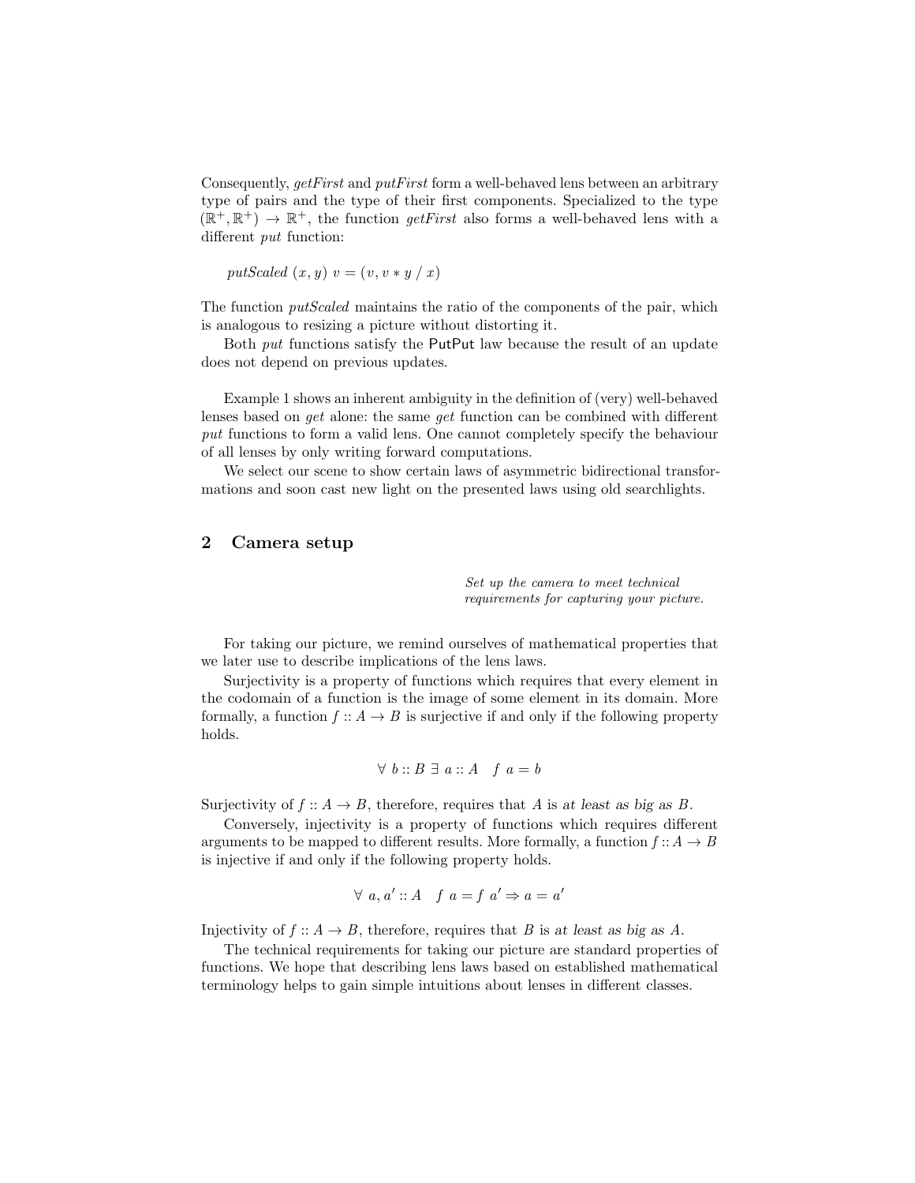Consequently, *getFirst* and *putFirst* form a well-behaved lens between an arbitrary type of pairs and the type of their first components. Specialized to the type $(\mathbb{R}^+, \mathbb{R}^+) \rightarrow \mathbb{R}^+$, the function *getFirst* also forms a well-behaved lens with a different *put* function:

$$putScaled\ (x, y)\ v = (v, v * y\ /\ x)$$

The function *putScaled* maintains the ratio of the components of the pair, which is analogous to resizing a picture without distorting it.

Both *put* functions satisfy the PutPut law because the result of an update does not depend on previous updates.

Example 1 shows an inherent ambiguity in the definition of (very) well-behaved lenses based on *get* alone: the same *get* function can be combined with different *put* functions to form a valid lens. One cannot completely specify the behaviour of all lenses by only writing forward computations.

We select our scene to show certain laws of asymmetric bidirectional transformations and soon cast new light on the presented laws using old searchlights.

## 2 Camera setup

*Set up the camera to meet technical requirements for capturing your picture.*

For taking our picture, we remind ourselves of mathematical properties that we later use to describe implications of the lens laws.

Surjectivity is a property of functions which requires that every element in the codomain of a function is the image of some element in its domain. More formally, a function $f :: A \rightarrow B$ is surjective if and only if the following property holds.

$$\forall\ b :: B\ \exists\ a :: A \quad f\ a = b$$

Surjectivity of $f :: A \rightarrow B$, therefore, requires that $A$ is *at least as big as* $B$.

Conversely, injectivity is a property of functions which requires different arguments to be mapped to different results. More formally, a function $f :: A \rightarrow B$ is injective if and only if the following property holds.

$$\forall\ a, a' :: A \quad f\ a = f\ a' \Rightarrow a = a'$$

Injectivity of $f :: A \rightarrow B$, therefore, requires that $B$ is *at least as big as* $A$.

The technical requirements for taking our picture are standard properties of functions. We hope that describing lens laws based on established mathematical terminology helps to gain simple intuitions about lenses in different classes.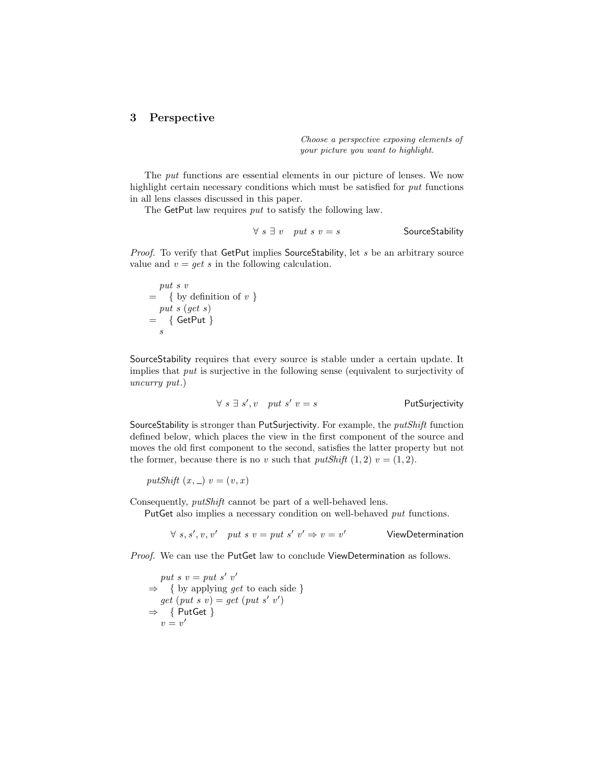## 3 Perspective

*Choose a perspective exposing elements of your picture you want to highlight.*

The *put* functions are essential elements in our picture of lenses. We now highlight certain necessary conditions which must be satisfied for *put* functions in all lens classes discussed in this paper.

The GetPut law requires *put* to satisfy the following law.

$$\forall\ s\ \exists\ v \quad put\ s\ v = s \qquad\qquad \textsf{SourceStability}$$

*Proof.* To verify that GetPut implies SourceStability, let $s$ be an arbitrary source value and $v = get\ s$ in the following calculation.

$$
\begin{array}{ll}
 & put\ s\ v \\
= & \{\ \text{by definition of } v\ \} \\
 & put\ s\ (get\ s) \\
= & \{\ \textsf{GetPut}\ \} \\
 & s
\end{array}
$$

SourceStability requires that every source is stable under a certain update. It implies that *put* is surjective in the following sense (equivalent to surjectivity of *uncurry put*.)

$$\forall\ s\ \exists\ s', v \quad put\ s'\ v = s \qquad\qquad \textsf{PutSurjectivity}$$

SourceStability is stronger than PutSurjectivity. For example, the *putShift* function defined below, which places the view in the first component of the source and moves the old first component to the second, satisfies the latter property but not the former, because there is no $v$ such that $putShift\ (1, 2)\ v = (1, 2)$.

$$putShift\ (x, \_)\ v = (v, x)$$

Consequently, *putShift* cannot be part of a well-behaved lens.

PutGet also implies a necessary condition on well-behaved *put* functions.

$$\forall\ s, s', v, v' \quad put\ s\ v = put\ s'\ v' \Rightarrow v = v' \qquad\qquad \textsf{ViewDetermination}$$

*Proof.* We can use the PutGet law to conclude ViewDetermination as follows.

$$
\begin{array}{ll}
 & put\ s\ v = put\ s'\ v' \\
\Rightarrow & \{\ \text{by applying } get \text{ to each side}\ \} \\
 & get\ (put\ s\ v) = get\ (put\ s'\ v') \\
\Rightarrow & \{\ \textsf{PutGet}\ \} \\
 & v = v'
\end{array}
$$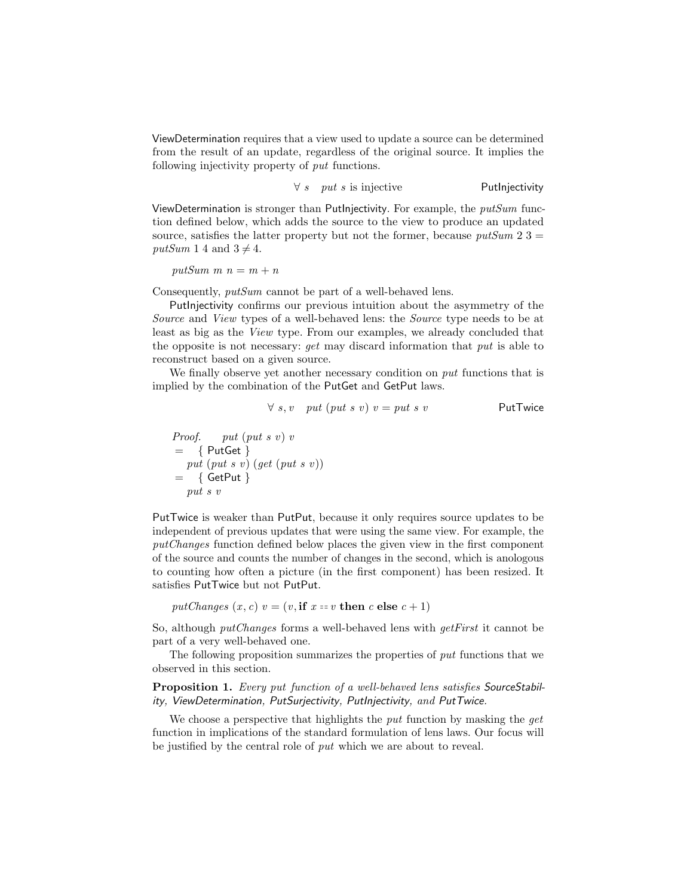ViewDetermination requires that a view used to update a source can be determined from the result of an update, regardless of the original source. It implies the following injectivity property of *put* functions.

$$\forall\ s \quad put\ s \text{ is injective} \qquad\qquad \textsf{PutInjectivity}$$

ViewDetermination is stronger than PutInjectivity. For example, the *putSum* function defined below, which adds the source to the view to produce an updated source, satisfies the latter property but not the former, because $putSum\ 2\ 3 = putSum\ 1\ 4$ and $3 \neq 4$.

$$putSum\ m\ n = m + n$$

Consequently, *putSum* cannot be part of a well-behaved lens.

PutInjectivity confirms our previous intuition about the asymmetry of the *Source* and *View* types of a well-behaved lens: the *Source* type needs to be at least as big as the *View* type. From our examples, we already concluded that the opposite is not necessary: *get* may discard information that *put* is able to reconstruct based on a given source.

We finally observe yet another necessary condition on *put* functions that is implied by the combination of the PutGet and GetPut laws.

$$\forall\ s, v \quad put\ (put\ s\ v)\ v = put\ s\ v \qquad\qquad \textsf{PutTwice}$$

*Proof.*

$$\begin{aligned}
& put\ (put\ s\ v)\ v \\
=\ & \{\ \textsf{PutGet}\ \} \\
& put\ (put\ s\ v)\ (get\ (put\ s\ v)) \\
=\ & \{\ \textsf{GetPut}\ \} \\
& put\ s\ v
\end{aligned}$$

PutTwice is weaker than PutPut, because it only requires source updates to be independent of previous updates that were using the same view. For example, the *putChanges* function defined below places the given view in the first component of the source and counts the number of changes in the second, which is anologous to counting how often a picture (in the first component) has been resized. It satisfies PutTwice but not PutPut.

$$putChanges\ (x, c)\ v = (v, \textbf{if}\ x == v\ \textbf{then}\ c\ \textbf{else}\ c + 1)$$

So, although *putChanges* forms a well-behaved lens with *getFirst* it cannot be part of a very well-behaved one.

The following proposition summarizes the properties of *put* functions that we observed in this section.

**Proposition 1.** *Every put function of a well-behaved lens satisfies SourceStability, ViewDetermination, PutSurjectivity, PutInjectivity, and PutTwice.*

We choose a perspective that highlights the *put* function by masking the *get* function in implications of the standard formulation of lens laws. Our focus will be justified by the central role of *put* which we are about to reveal.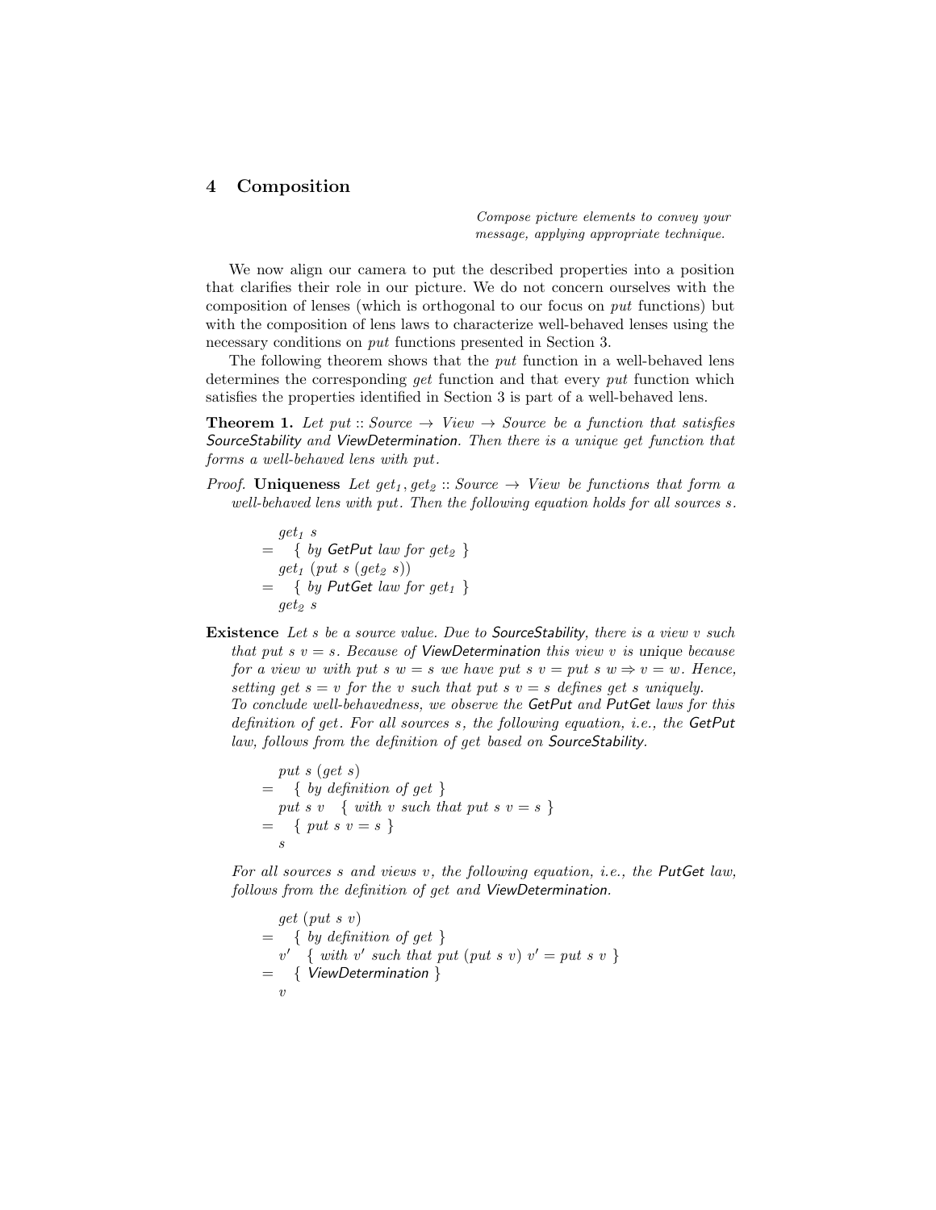## 4 Composition

*Compose picture elements to convey your message, applying appropriate technique.*

We now align our camera to put the described properties into a position that clarifies their role in our picture. We do not concern ourselves with the composition of lenses (which is orthogonal to our focus on *put* functions) but with the composition of lens laws to characterize well-behaved lenses using the necessary conditions on *put* functions presented in Section 3.

The following theorem shows that the *put* function in a well-behaved lens determines the corresponding *get* function and that every *put* function which satisfies the properties identified in Section 3 is part of a well-behaved lens.

**Theorem 1.** *Let $put :: Source \to View \to Source$ be a function that satisfies SourceStability and ViewDetermination. Then there is a unique get function that forms a well-behaved lens with put.*

*Proof.* **Uniqueness** *Let $get_1, get_2 :: Source \to View$ be functions that form a well-behaved lens with put. Then the following equation holds for all sources s.*

$$
\begin{aligned}
& get_1\ s \\
= & \quad \{ \text{ by GetPut law for } get_2 \ \} \\
& get_1\ (put\ s\ (get_2\ s)) \\
= & \quad \{ \text{ by PutGet law for } get_1 \ \} \\
& get_2\ s
\end{aligned}
$$

**Existence** *Let s be a source value. Due to SourceStability, there is a view v such that $put\ s\ v = s$. Because of ViewDetermination this view v is* unique *because for a view w with $put\ s\ w = s$ we have $put\ s\ v = put\ s\ w \Rightarrow v = w$. Hence, setting $get\ s = v$ for the v such that $put\ s\ v = s$ defines get s uniquely.*
*To conclude well-behavedness, we observe the GetPut and PutGet laws for this definition of get. For all sources s, the following equation, i.e., the GetPut law, follows from the definition of get based on SourceStability.*

$$
\begin{aligned}
& put\ s\ (get\ s) \\
= & \quad \{ \text{ by definition of } get \ \} \\
& put\ s\ v \quad \{ \text{ with } v \text{ such that } put\ s\ v = s \ \} \\
= & \quad \{ \ put\ s\ v = s \ \} \\
& s
\end{aligned}
$$

*For all sources s and views v, the following equation, i.e., the PutGet law, follows from the definition of get and ViewDetermination.*

$$
\begin{aligned}
& get\ (put\ s\ v) \\
= & \quad \{ \text{ by definition of } get \ \} \\
& v' \quad \{ \text{ with } v' \text{ such that } put\ (put\ s\ v)\ v' = put\ s\ v \ \} \\
= & \quad \{ \text{ ViewDetermination } \} \\
& v
\end{aligned}
$$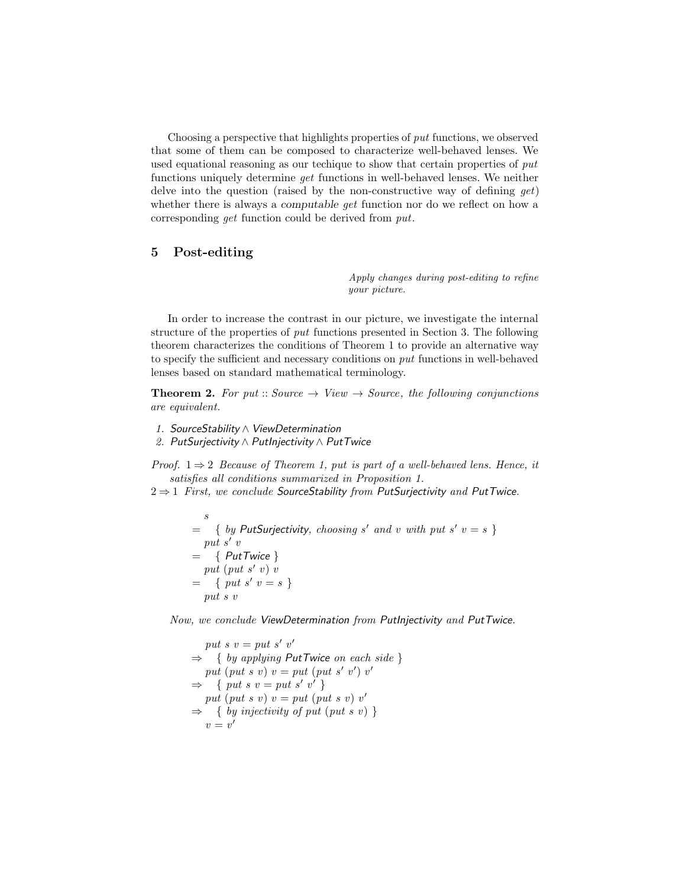Choosing a perspective that highlights properties of *put* functions, we observed that some of them can be composed to characterize well-behaved lenses. We used equational reasoning as our techique to show that certain properties of *put* functions uniquely determine *get* functions in well-behaved lenses. We neither delve into the question (raised by the non-constructive way of defining *get*) whether there is always a *computable get* function nor do we reflect on how a corresponding *get* function could be derived from *put*.

## 5 Post-editing

> *Apply changes during post-editing to refine your picture.*

In order to increase the contrast in our picture, we investigate the internal structure of the properties of *put* functions presented in Section 3. The following theorem characterizes the conditions of Theorem 1 to provide an alternative way to specify the sufficient and necessary conditions on *put* functions in well-behaved lenses based on standard mathematical terminology.

**Theorem 2.** *For $put :: Source \rightarrow View \rightarrow Source$, the following conjunctions are equivalent.*

1. *SourceStability $\wedge$ ViewDetermination*
2. *PutSurjectivity $\wedge$ PutInjectivity $\wedge$ PutTwice*

*Proof.* $1 \Rightarrow 2$ *Because of Theorem 1, put is part of a well-behaved lens. Hence, it satisfies all conditions summarized in Proposition 1.*

$2 \Rightarrow 1$ *First, we conclude SourceStability from PutSurjectivity and PutTwice.*

$$
\begin{aligned}
& s \\
= \quad & \{ \text{ by PutSurjectivity, choosing } s' \text{ and } v \text{ with } put\ s'\ v = s \ \} \\
& put\ s'\ v \\
= \quad & \{ \text{ PutTwice } \} \\
& put\ (put\ s'\ v)\ v \\
= \quad & \{ \ put\ s'\ v = s \ \} \\
& put\ s\ v
\end{aligned}
$$

*Now, we conclude ViewDetermination from PutInjectivity and PutTwice.*

$$
\begin{aligned}
& put\ s\ v = put\ s'\ v' \\
\Rightarrow \quad & \{ \text{ by applying PutTwice on each side } \} \\
& put\ (put\ s\ v)\ v = put\ (put\ s'\ v')\ v' \\
\Rightarrow \quad & \{ \ put\ s\ v = put\ s'\ v' \ \} \\
& put\ (put\ s\ v)\ v = put\ (put\ s\ v)\ v' \\
\Rightarrow \quad & \{ \text{ by injectivity of } put\ (put\ s\ v) \ \} \\
& v = v'
\end{aligned}
$$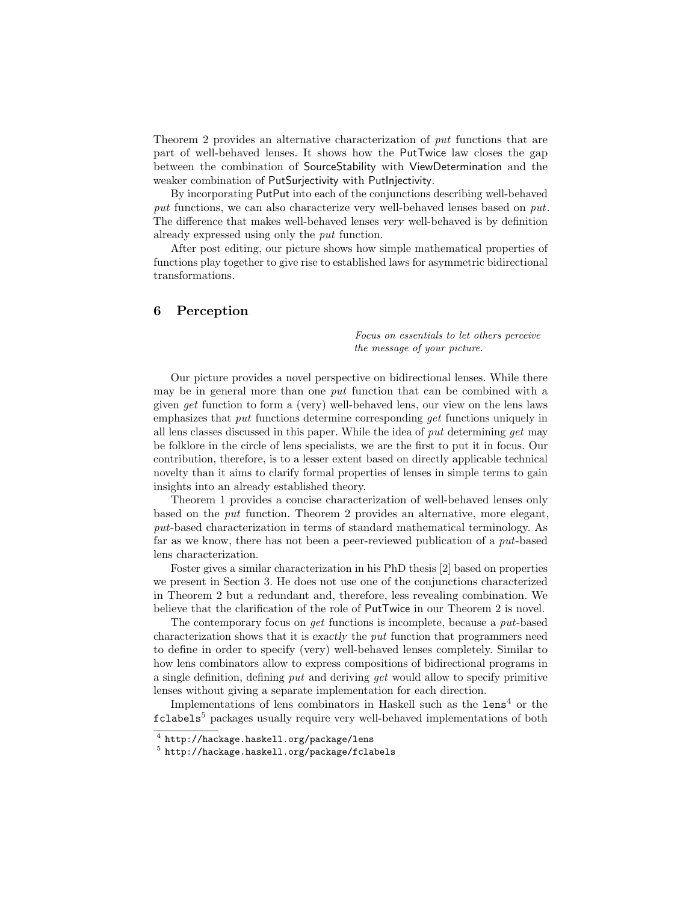Theorem 2 provides an alternative characterization of *put* functions that are part of well-behaved lenses. It shows how the PutTwice law closes the gap between the combination of SourceStability with ViewDetermination and the weaker combination of PutSurjectivity with PutInjectivity.

By incorporating PutPut into each of the conjunctions describing well-behaved *put* functions, we can also characterize very well-behaved lenses based on *put*. The difference that makes well-behaved lenses *very* well-behaved is by definition already expressed using only the *put* function.

After post editing, our picture shows how simple mathematical properties of functions play together to give rise to established laws for asymmetric bidirectional transformations.

## 6 Perception

*Focus on essentials to let others perceive the message of your picture.*

Our picture provides a novel perspective on bidirectional lenses. While there may be in general more than one *put* function that can be combined with a given *get* function to form a (very) well-behaved lens, our view on the lens laws emphasizes that *put* functions determine corresponding *get* functions uniquely in all lens classes discussed in this paper. While the idea of *put* determining *get* may be folklore in the circle of lens specialists, we are the first to put it in focus. Our contribution, therefore, is to a lesser extent based on directly applicable technical novelty than it aims to clarify formal properties of lenses in simple terms to gain insights into an already established theory.

Theorem 1 provides a concise characterization of well-behaved lenses only based on the *put* function. Theorem 2 provides an alternative, more elegant, *put*-based characterization in terms of standard mathematical terminology. As far as we know, there has not been a peer-reviewed publication of a *put*-based lens characterization.

Foster gives a similar characterization in his PhD thesis [2] based on properties we present in Section 3. He does not use one of the conjunctions characterized in Theorem 2 but a redundant and, therefore, less revealing combination. We believe that the clarification of the role of PutTwice in our Theorem 2 is novel.

The contemporary focus on *get* functions is incomplete, because a *put*-based characterization shows that it is *exactly* the *put* function that programmers need to define in order to specify (very) well-behaved lenses completely. Similar to how lens combinators allow to express compositions of bidirectional programs in a single definition, defining *put* and deriving *get* would allow to specify primitive lenses without giving a separate implementation for each direction.

Implementations of lens combinators in Haskell such as the `lens`[4] or the `fclabels`[5] packages usually require very well-behaved implementations of both

[4] `http://hackage.haskell.org/package/lens`

[5] `http://hackage.haskell.org/package/fclabels`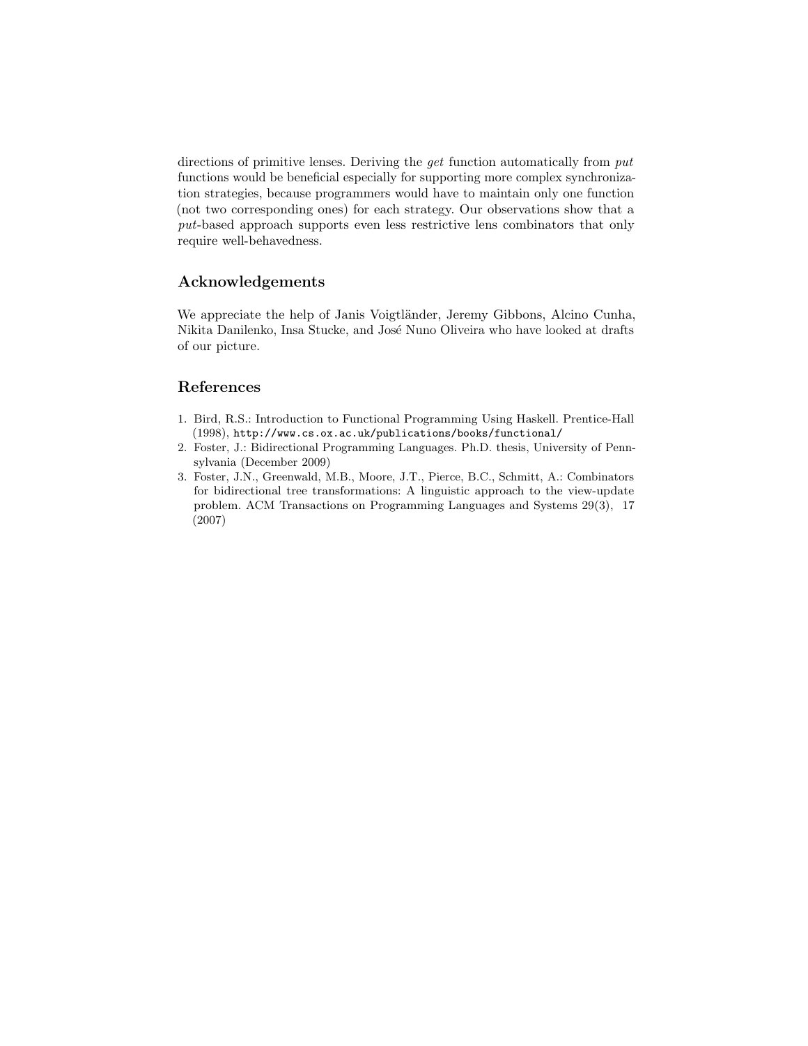directions of primitive lenses. Deriving the *get* function automatically from *put* functions would be beneficial especially for supporting more complex synchronization strategies, because programmers would have to maintain only one function (not two corresponding ones) for each strategy. Our observations show that a *put*-based approach supports even less restrictive lens combinators that only require well-behavedness.

## Acknowledgements

We appreciate the help of Janis Voigtländer, Jeremy Gibbons, Alcino Cunha, Nikita Danilenko, Insa Stucke, and José Nuno Oliveira who have looked at drafts of our picture.

## References

1. Bird, R.S.: Introduction to Functional Programming Using Haskell. Prentice-Hall (1998), `http://www.cs.ox.ac.uk/publications/books/functional/`
2. Foster, J.: Bidirectional Programming Languages. Ph.D. thesis, University of Pennsylvania (December 2009)
3. Foster, J.N., Greenwald, M.B., Moore, J.T., Pierce, B.C., Schmitt, A.: Combinators for bidirectional tree transformations: A linguistic approach to the view-update problem. ACM Transactions on Programming Languages and Systems 29(3), 17 (2007)